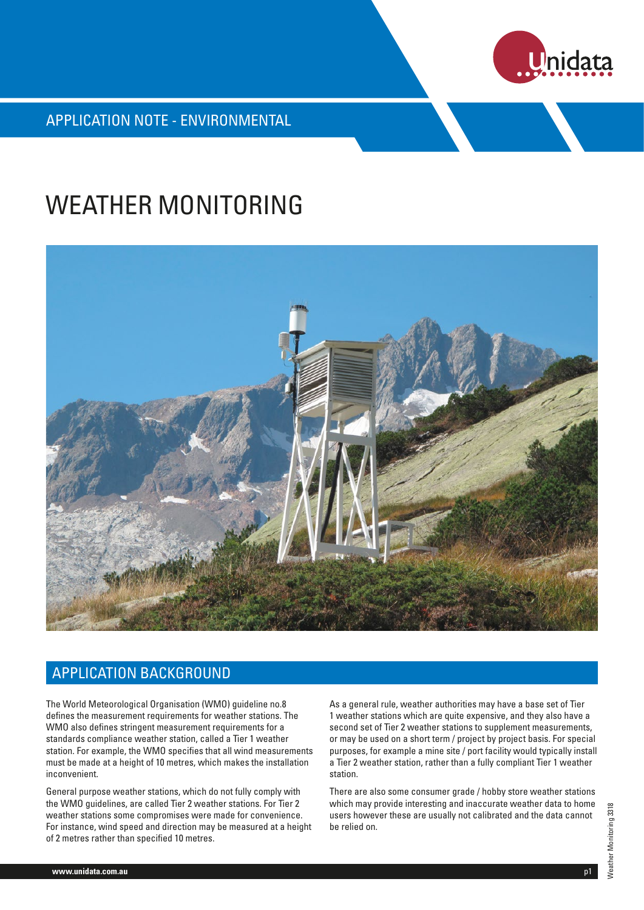APPLICATION NOTE - ENVIRONMENTAL

# WEATHER MONITORING

## APPLICATION BACKGROUND

The World Meteorological Organisation (WMO) guideline no.8 defines the measurement requirements for weather stations. The WMO also defines stringent measurement requirements for a standards compliance weather station, called a Tier 1 weather station. For example, the WMO specifies that all wind measurements must be made at a height of 10 metres, which makes the installation inconvenient.

General purpose weather stations, which do not fully comply with the WMO guidelines, are called Tier 2 weather stations. For Tier 2 weather stations some compromises were made for convenience. For instance, wind speed and direction may be measured at a height of 2 metres rather than specified 10 metres.

As a general rule, weather authorities may have a base set of Tier 1 weather stations which are quite expensive, and they also have a second set of Tier 2 weather stations to supplement measurements, or may be used on a short term / project by project basis. For special purposes, for example a mine site / port facility would typically install a Tier 2 weather station, rather than a fully compliant Tier 1 weather station.

There are also some consumer grade / hobby store weather stations which may provide interesting and inaccurate weather data to home users however these are usually not calibrated and the data cannot be relied on.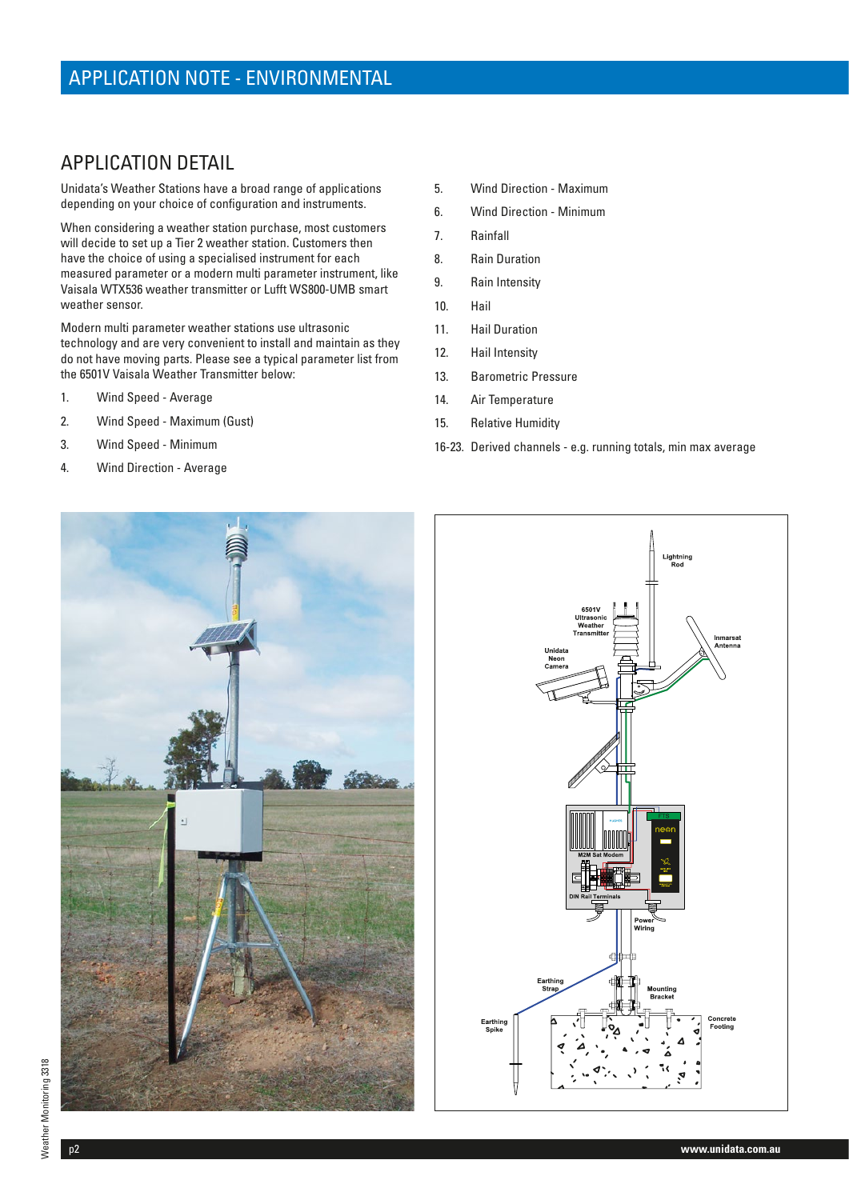# APPLICATION NOTE - ENVIRONMENTAL

## APPLICATION DETAIL

Unidata's Weather Stations have a broad range of applications depending on your choice of configuration and instruments.

When considering a weather station purchase, most customers will decide to set up a Tier 2 weather station. Customers then have the choice of using a specialised instrument for each measured parameter or a modern multi parameter instrument, like Vaisala WTX536 weather transmitter or Lufft WS800-UMB smart weather sensor.

Modern multi parameter weather stations use ultrasonic technology and are very convenient to install and maintain as they do not have moving parts. Please see a typical parameter list from the 6501V Vaisala Weather Transmitter below:

1. Wind Speed - Average
2. Wind Speed - Maximum (Gust)
3. Wind Speed - Minimum
4. Wind Direction - Average
5. Wind Direction - Maximum
6. Wind Direction - Minimum
7. Rainfall
8. Rain Duration
9. Rain Intensity
10. Hail
11. Hail Duration
12. Hail Intensity
13. Barometric Pressure
14. Air Temperature
15. Relative Humidity

16-23. Derived channels - e.g. running totals, min max average

Lightning Rod
6501V Ultrasonic Weather Transmitter
Unidata Neon Camera
Inmarsat Antenna
M2M Sat Modem
DIN Rail Terminals
Power Wiring
Earthing Strap
Mounting Bracket
Earthing Spike
Concrete Footing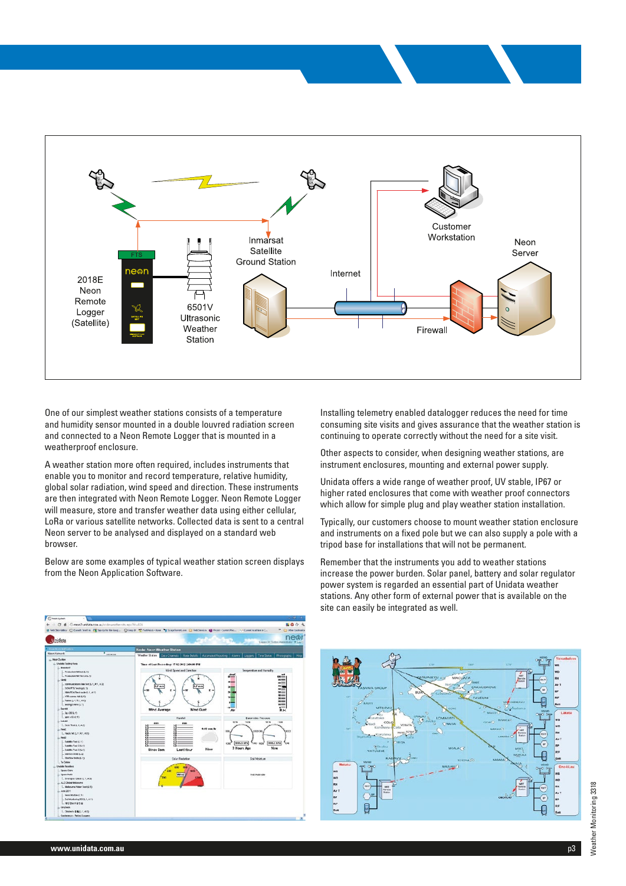2018E Neon Remote Logger (Satellite)

6501V Ultrasonic Weather Station

Inmarsat Satellite Ground Station

Internet

Customer Workstation

Neon Server

Firewall

One of our simplest weather stations consists of a temperature and humidity sensor mounted in a double louvred radiation screen and connected to a Neon Remote Logger that is mounted in a weatherproof enclosure.

A weather station more often required, includes instruments that enable you to monitor and record temperature, relative humidity, global solar radiation, wind speed and direction. These instruments are then integrated with Neon Remote Logger. Neon Remote Logger will measure, store and transfer weather data using either cellular, LoRa or various satellite networks. Collected data is sent to a central Neon server to be analysed and displayed on a standard web browser.

Below are some examples of typical weather station screen displays from the Neon Application Software.

Installing telemetry enabled datalogger reduces the need for time consuming site visits and gives assurance that the weather station is continuing to operate correctly without the need for a site visit.

Other aspects to consider, when designing weather stations, are instrument enclosures, mounting and external power supply.

Unidata offers a wide range of weather proof, UV stable, IP67 or higher rated enclosures that come with weather proof connectors which allow for simple plug and play weather station installation.

Typically, our customers choose to mount weather station enclosure and instruments on a fixed pole but we can also supply a pole with a tripod base for installations that will not be permanent.

Remember that the instruments you add to weather stations increase the power burden. Solar panel, battery and solar regulator power system is regarded an essential part of Unidata weather stations. Any other form of external power that is available on the site can easily be integrated as well.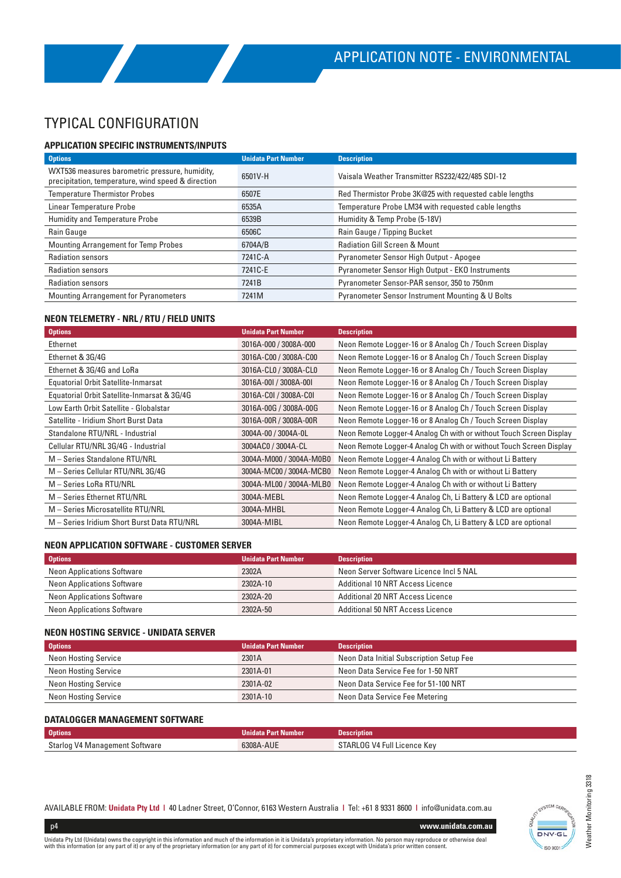# APPLICATION NOTE - ENVIRONMENTAL

## TYPICAL CONFIGURATION

### APPLICATION SPECIFIC INSTRUMENTS/INPUTS

| Options | Unidata Part Number | Description |
|---|---|---|
| WXT536 measures barometric pressure, humidity, precipitation, temperature, wind speed & direction | 6501V-H | Vaisala Weather Transmitter RS232/422/485 SDI-12 |
| Temperature Thermistor Probes | 6507E | Red Thermistor Probe 3K@25 with requested cable lengths |
| Linear Temperature Probe | 6535A | Temperature Probe LM34 with requested cable lengths |
| Humidity and Temperature Probe | 6539B | Humidity & Temp Probe (5-18V) |
| Rain Gauge | 6506C | Rain Gauge / Tipping Bucket |
| Mounting Arrangement for Temp Probes | 6704A/B | Radiation Gill Screen & Mount |
| Radiation sensors | 7241C-A | Pyranometer Sensor High Output - Apogee |
| Radiation sensors | 7241C-E | Pyranometer Sensor High Output - EKO Instruments |
| Radiation sensors | 7241B | Pyranometer Sensor-PAR sensor, 350 to 750nm |
| Mounting Arrangement for Pyranometers | 7241M | Pyranometer Sensor Instrument Mounting & U Bolts |

### NEON TELEMETRY - NRL / RTU / FIELD UNITS

| Options | Unidata Part Number | Description |
|---|---|---|
| Ethernet | 3016A-000 / 3008A-000 | Neon Remote Logger-16 or 8 Analog Ch / Touch Screen Display |
| Ethernet & 3G/4G | 3016A-C00 / 3008A-C00 | Neon Remote Logger-16 or 8 Analog Ch / Touch Screen Display |
| Ethernet & 3G/4G and LoRa | 3016A-CL0 / 3008A-CL0 | Neon Remote Logger-16 or 8 Analog Ch / Touch Screen Display |
| Equatorial Orbit Satellite-Inmarsat | 3016A-00I / 3008A-00I | Neon Remote Logger-16 or 8 Analog Ch / Touch Screen Display |
| Equatorial Orbit Satellite-Inmarsat & 3G/4G | 3016A-C0I / 3008A-C0I | Neon Remote Logger-16 or 8 Analog Ch / Touch Screen Display |
| Low Earth Orbit Satellite - Globalstar | 3016A-00G / 3008A-00G | Neon Remote Logger-16 or 8 Analog Ch / Touch Screen Display |
| Satellite - Iridium Short Burst Data | 3016A-00R / 3008A-00R | Neon Remote Logger-16 or 8 Analog Ch / Touch Screen Display |
| Standalone RTU/NRL - Industrial | 3004A-00 / 3004A-0L | Neon Remote Logger-4 Analog Ch with or without Touch Screen Display |
| Cellular RTU/NRL 3G/4G - Industrial | 3004AC0 / 3004A-CL | Neon Remote Logger-4 Analog Ch with or without Touch Screen Display |
| M – Series Standalone RTU/NRL | 3004A-M000 / 3004A-M0B0 | Neon Remote Logger-4 Analog Ch with or without Li Battery |
| M – Series Cellular RTU/NRL 3G/4G | 3004A-MC00 / 3004A-MCB0 | Neon Remote Logger-4 Analog Ch with or without Li Battery |
| M – Series LoRa RTU/NRL | 3004A-ML00 / 3004A-MLB0 | Neon Remote Logger-4 Analog Ch with or without Li Battery |
| M – Series Ethernet RTU/NRL | 3004A-MEBL | Neon Remote Logger-4 Analog Ch, Li Battery & LCD are optional |
| M – Series Microsatellite RTU/NRL | 3004A-MHBL | Neon Remote Logger-4 Analog Ch, Li Battery & LCD are optional |
| M – Series Iridium Short Burst Data RTU/NRL | 3004A-MIBL | Neon Remote Logger-4 Analog Ch, Li Battery & LCD are optional |

### NEON APPLICATION SOFTWARE - CUSTOMER SERVER

| Options | Unidata Part Number | Description |
|---|---|---|
| Neon Applications Software | 2302A | Neon Server Software Licence Incl 5 NAL |
| Neon Applications Software | 2302A-10 | Additional 10 NRT Access Licence |
| Neon Applications Software | 2302A-20 | Additional 20 NRT Access Licence |
| Neon Applications Software | 2302A-50 | Additional 50 NRT Access Licence |

### NEON HOSTING SERVICE - UNIDATA SERVER

| Options | Unidata Part Number | Description |
|---|---|---|
| Neon Hosting Service | 2301A | Neon Data Initial Subscription Setup Fee |
| Neon Hosting Service | 2301A-01 | Neon Data Service Fee for 1-50 NRT |
| Neon Hosting Service | 2301A-02 | Neon Data Service Fee for 51-100 NRT |
| Neon Hosting Service | 2301A-10 | Neon Data Service Fee Metering |

### DATALOGGER MANAGEMENT SOFTWARE

| Options | Unidata Part Number | Description |
|---|---|---|
| Starlog V4 Management Software | 6308A-AUE | STARLOG V4 Full Licence Key |

AVAILABLE FROM: **Unidata Pty Ltd** | 40 Ladner Street, O'Connor, 6163 Western Australia | Tel: +61 8 9331 8600 | info@unidata.com.au

www.unidata.com.au

Unidata Pty Ltd (Unidata) owns the copyright in this information and much of the information in it is Unidata's proprietary information. No person may reproduce or otherwise deal with this information (or any part of it) or any of the proprietary information (or any part of it) for commercial purposes except with Unidata's prior written consent.

Weather Monitoring 3318